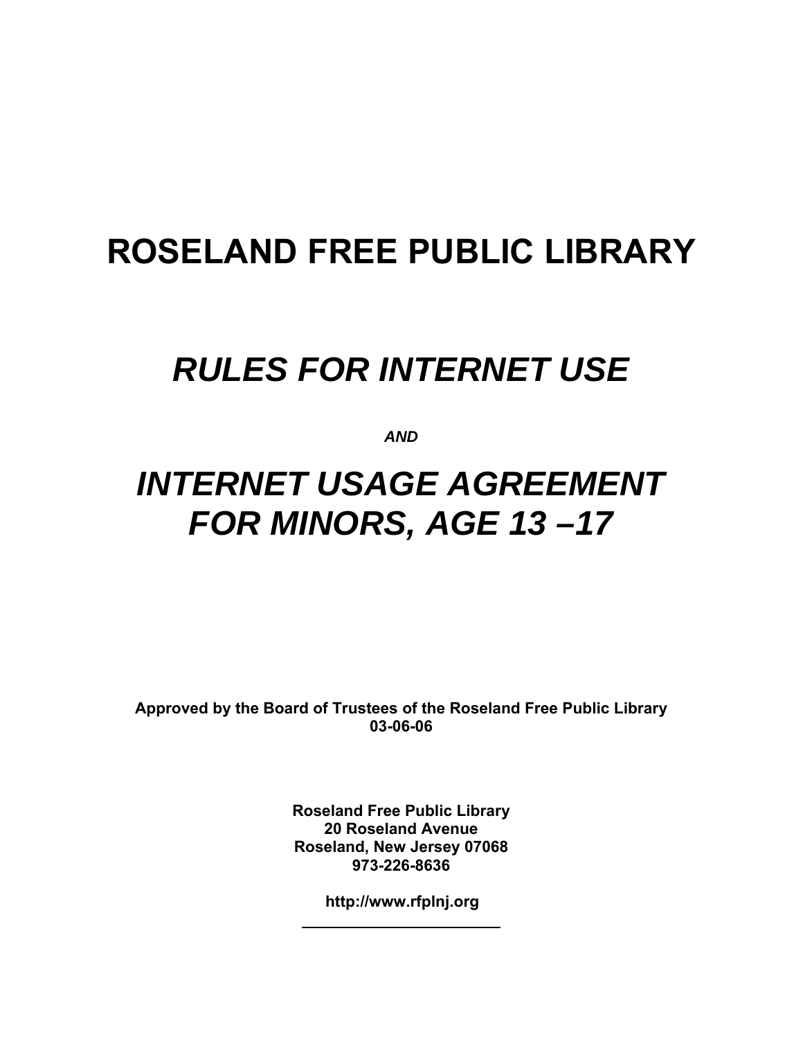# ROSELAND FREE PUBLIC LIBRARY

## *RULES FOR INTERNET USE*

***AND***

## *INTERNET USAGE AGREEMENT FOR MINORS, AGE 13 –17*

**Approved by the Board of Trustees of the Roseland Free Public Library**
**03-06-06**

**Roseland Free Public Library**
**20 Roseland Avenue**
**Roseland, New Jersey 07068**
**973-226-8636**

**http://www.rfplnj.org**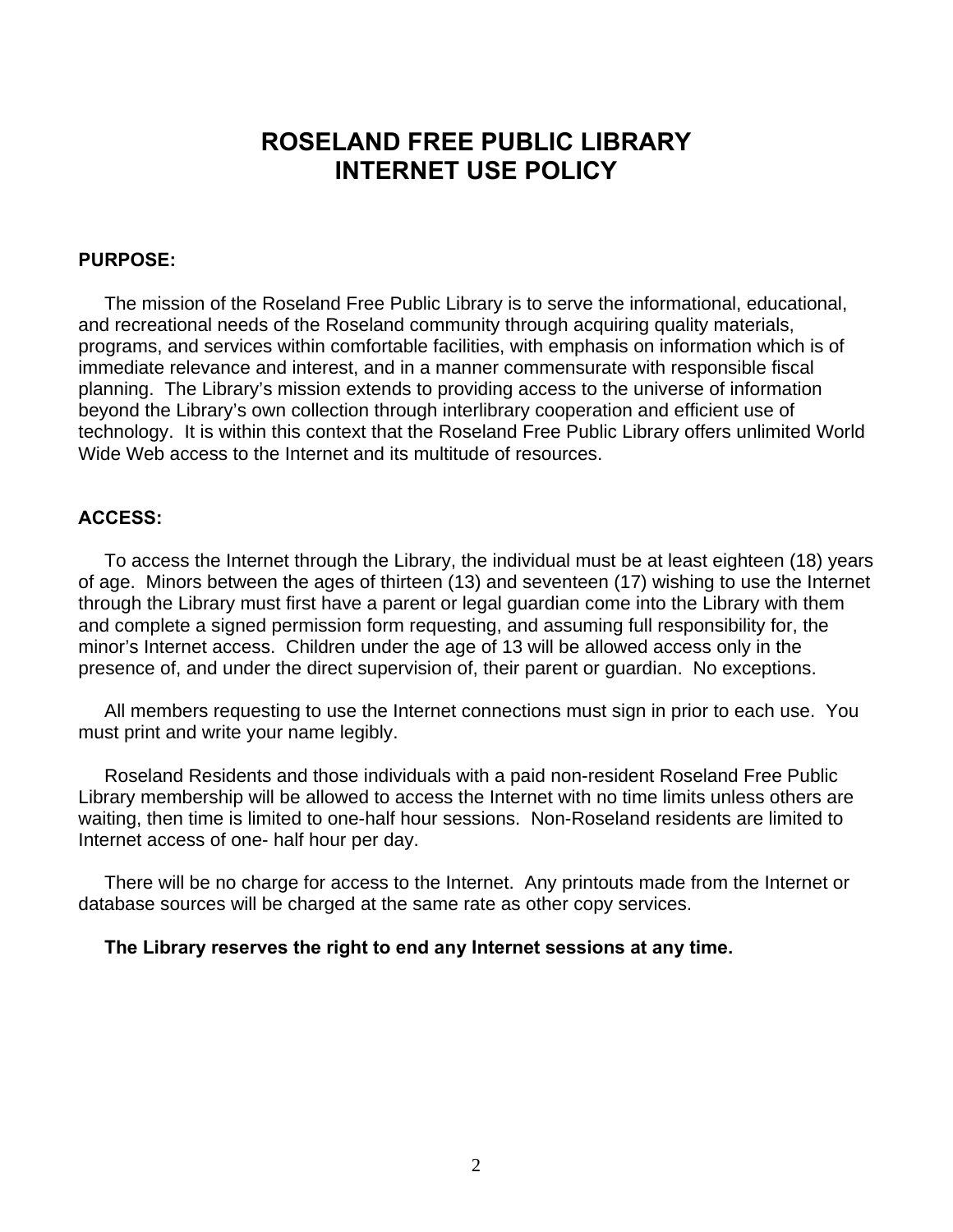# ROSELAND FREE PUBLIC LIBRARY
# INTERNET USE POLICY

**PURPOSE:**

The mission of the Roseland Free Public Library is to serve the informational, educational, and recreational needs of the Roseland community through acquiring quality materials, programs, and services within comfortable facilities, with emphasis on information which is of immediate relevance and interest, and in a manner commensurate with responsible fiscal planning. The Library's mission extends to providing access to the universe of information beyond the Library's own collection through interlibrary cooperation and efficient use of technology. It is within this context that the Roseland Free Public Library offers unlimited World Wide Web access to the Internet and its multitude of resources.

**ACCESS:**

To access the Internet through the Library, the individual must be at least eighteen (18) years of age. Minors between the ages of thirteen (13) and seventeen (17) wishing to use the Internet through the Library must first have a parent or legal guardian come into the Library with them and complete a signed permission form requesting, and assuming full responsibility for, the minor's Internet access. Children under the age of 13 will be allowed access only in the presence of, and under the direct supervision of, their parent or guardian. No exceptions.

All members requesting to use the Internet connections must sign in prior to each use. You must print and write your name legibly.

Roseland Residents and those individuals with a paid non-resident Roseland Free Public Library membership will be allowed to access the Internet with no time limits unless others are waiting, then time is limited to one-half hour sessions. Non-Roseland residents are limited to Internet access of one- half hour per day.

There will be no charge for access to the Internet. Any printouts made from the Internet or database sources will be charged at the same rate as other copy services.

**The Library reserves the right to end any Internet sessions at any time.**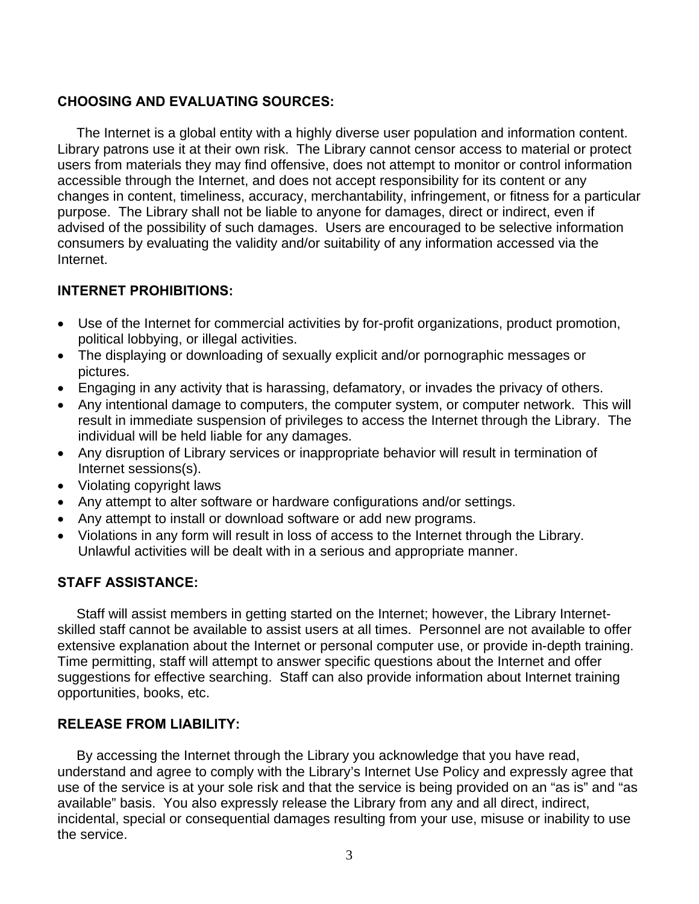## CHOOSING AND EVALUATING SOURCES:

The Internet is a global entity with a highly diverse user population and information content. Library patrons use it at their own risk. The Library cannot censor access to material or protect users from materials they may find offensive, does not attempt to monitor or control information accessible through the Internet, and does not accept responsibility for its content or any changes in content, timeliness, accuracy, merchantability, infringement, or fitness for a particular purpose. The Library shall not be liable to anyone for damages, direct or indirect, even if advised of the possibility of such damages. Users are encouraged to be selective information consumers by evaluating the validity and/or suitability of any information accessed via the Internet.

## INTERNET PROHIBITIONS:

- Use of the Internet for commercial activities by for-profit organizations, product promotion, political lobbying, or illegal activities.
- The displaying or downloading of sexually explicit and/or pornographic messages or pictures.
- Engaging in any activity that is harassing, defamatory, or invades the privacy of others.
- Any intentional damage to computers, the computer system, or computer network. This will result in immediate suspension of privileges to access the Internet through the Library. The individual will be held liable for any damages.
- Any disruption of Library services or inappropriate behavior will result in termination of Internet sessions(s).
- Violating copyright laws
- Any attempt to alter software or hardware configurations and/or settings.
- Any attempt to install or download software or add new programs.
- Violations in any form will result in loss of access to the Internet through the Library. Unlawful activities will be dealt with in a serious and appropriate manner.

## STAFF ASSISTANCE:

Staff will assist members in getting started on the Internet; however, the Library Internet-skilled staff cannot be available to assist users at all times. Personnel are not available to offer extensive explanation about the Internet or personal computer use, or provide in-depth training. Time permitting, staff will attempt to answer specific questions about the Internet and offer suggestions for effective searching. Staff can also provide information about Internet training opportunities, books, etc.

## RELEASE FROM LIABILITY:

By accessing the Internet through the Library you acknowledge that you have read, understand and agree to comply with the Library's Internet Use Policy and expressly agree that use of the service is at your sole risk and that the service is being provided on an "as is" and "as available" basis. You also expressly release the Library from any and all direct, indirect, incidental, special or consequential damages resulting from your use, misuse or inability to use the service.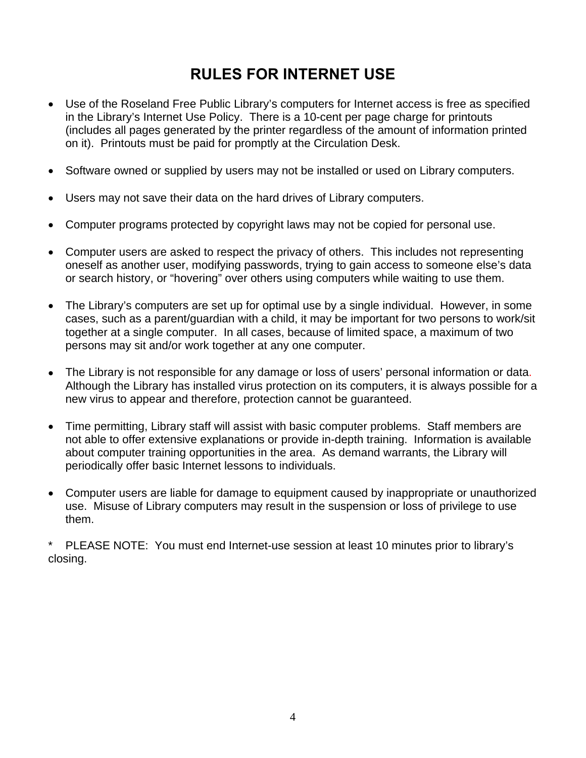# RULES FOR INTERNET USE

- Use of the Roseland Free Public Library's computers for Internet access is free as specified in the Library's Internet Use Policy. There is a 10-cent per page charge for printouts (includes all pages generated by the printer regardless of the amount of information printed on it). Printouts must be paid for promptly at the Circulation Desk.

- Software owned or supplied by users may not be installed or used on Library computers.

- Users may not save their data on the hard drives of Library computers.

- Computer programs protected by copyright laws may not be copied for personal use.

- Computer users are asked to respect the privacy of others. This includes not representing oneself as another user, modifying passwords, trying to gain access to someone else's data or search history, or "hovering" over others using computers while waiting to use them.

- The Library's computers are set up for optimal use by a single individual. However, in some cases, such as a parent/guardian with a child, it may be important for two persons to work/sit together at a single computer. In all cases, because of limited space, a maximum of two persons may sit and/or work together at any one computer.

- The Library is not responsible for any damage or loss of users' personal information or data. Although the Library has installed virus protection on its computers, it is always possible for a new virus to appear and therefore, protection cannot be guaranteed.

- Time permitting, Library staff will assist with basic computer problems. Staff members are not able to offer extensive explanations or provide in-depth training. Information is available about computer training opportunities in the area. As demand warrants, the Library will periodically offer basic Internet lessons to individuals.

- Computer users are liable for damage to equipment caused by inappropriate or unauthorized use. Misuse of Library computers may result in the suspension or loss of privilege to use them.

* PLEASE NOTE: You must end Internet-use session at least 10 minutes prior to library's closing.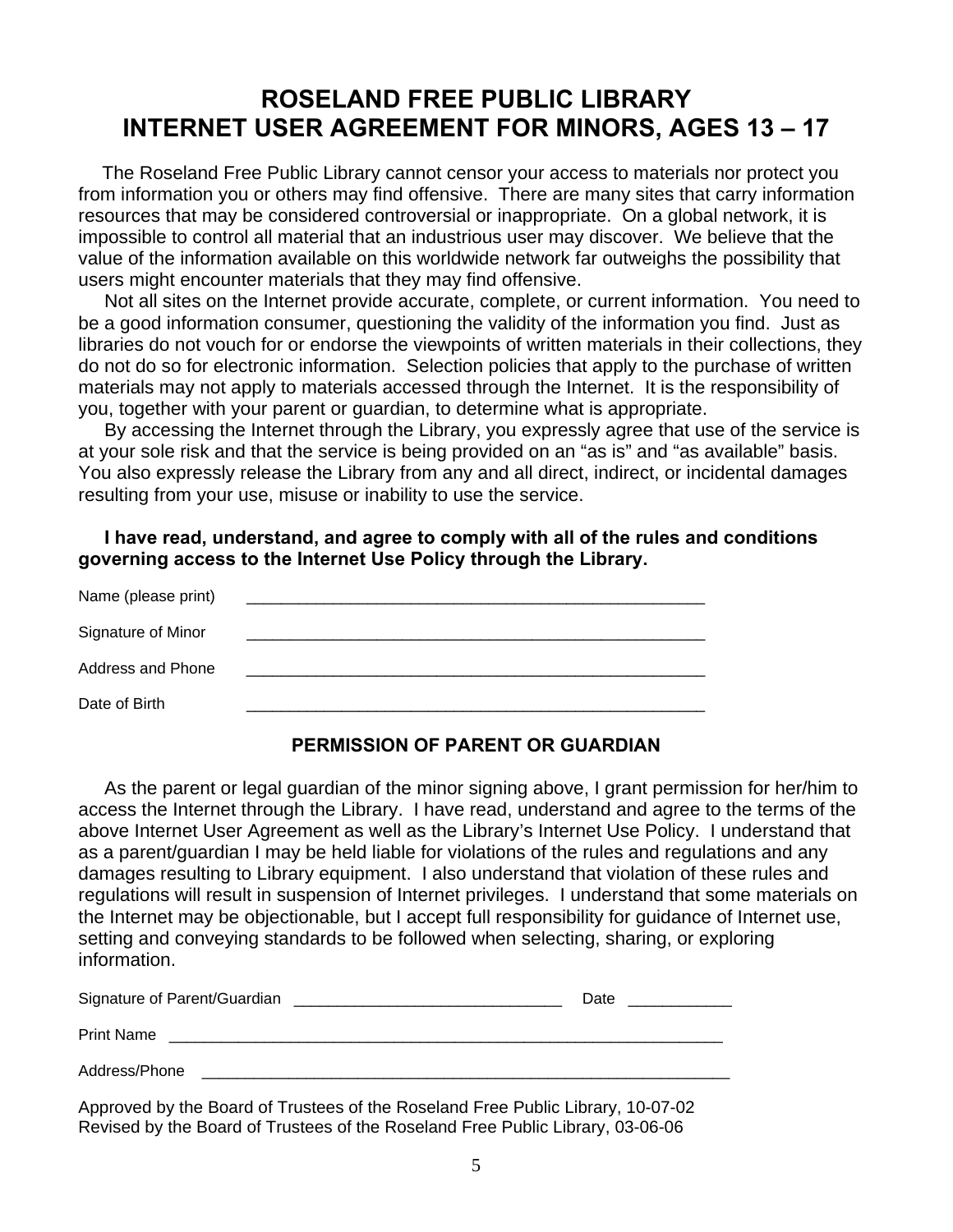# ROSELAND FREE PUBLIC LIBRARY
# INTERNET USER AGREEMENT FOR MINORS, AGES 13 – 17

The Roseland Free Public Library cannot censor your access to materials nor protect you from information you or others may find offensive. There are many sites that carry information resources that may be considered controversial or inappropriate. On a global network, it is impossible to control all material that an industrious user may discover. We believe that the value of the information available on this worldwide network far outweighs the possibility that users might encounter materials that they may find offensive.

Not all sites on the Internet provide accurate, complete, or current information. You need to be a good information consumer, questioning the validity of the information you find. Just as libraries do not vouch for or endorse the viewpoints of written materials in their collections, they do not do so for electronic information. Selection policies that apply to the purchase of written materials may not apply to materials accessed through the Internet. It is the responsibility of you, together with your parent or guardian, to determine what is appropriate.

By accessing the Internet through the Library, you expressly agree that use of the service is at your sole risk and that the service is being provided on an "as is" and "as available" basis. You also expressly release the Library from any and all direct, indirect, or incidental damages resulting from your use, misuse or inability to use the service.

**I have read, understand, and agree to comply with all of the rules and conditions governing access to the Internet Use Policy through the Library.**

Name (please print) _____________________________________________________

Signature of Minor _____________________________________________________

Address and Phone _____________________________________________________

Date of Birth _____________________________________________________

## PERMISSION OF PARENT OR GUARDIAN

As the parent or legal guardian of the minor signing above, I grant permission for her/him to access the Internet through the Library. I have read, understand and agree to the terms of the above Internet User Agreement as well as the Library's Internet Use Policy. I understand that as a parent/guardian I may be held liable for violations of the rules and regulations and any damages resulting to Library equipment. I also understand that violation of these rules and regulations will result in suspension of Internet privileges. I understand that some materials on the Internet may be objectionable, but I accept full responsibility for guidance of Internet use, setting and conveying standards to be followed when selecting, sharing, or exploring information.

Signature of Parent/Guardian ______________________________ Date ___________

Print Name ______________________________________________________________

Address/Phone ___________________________________________________________

Approved by the Board of Trustees of the Roseland Free Public Library, 10-07-02
Revised by the Board of Trustees of the Roseland Free Public Library, 03-06-06